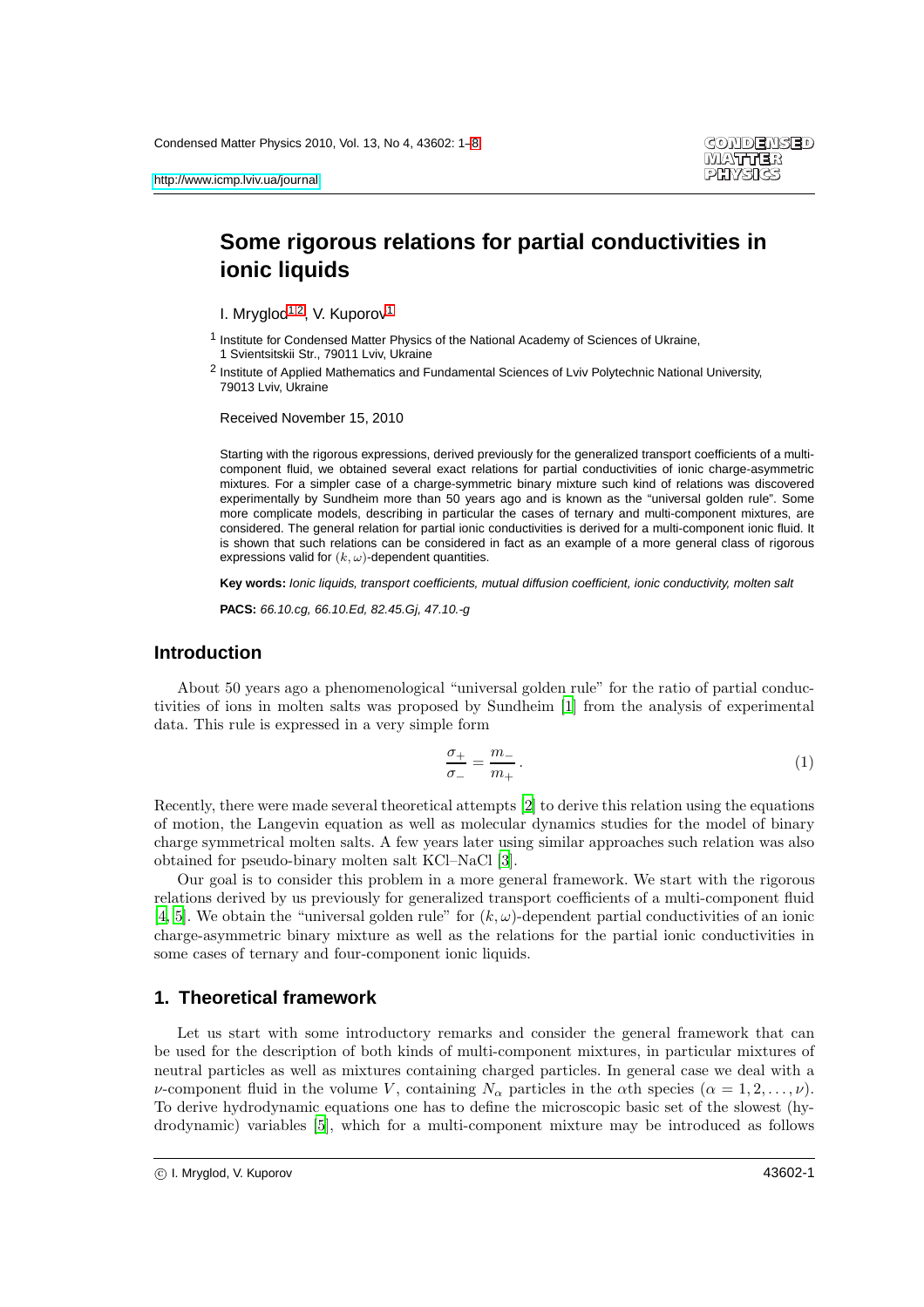# Some rigorous relations for partial conductivities in ionic liquids

I. Mryglod[1,2], V. Kuporov[1]

[1] Institute for Condensed Matter Physics of the National Academy of Sciences of Ukraine, 1 Svientsitskii Str., 79011 Lviv, Ukraine

[2] Institute of Applied Mathematics and Fundamental Sciences of Lviv Polytechnic National University, 79013 Lviv, Ukraine

Received November 15, 2010

Starting with the rigorous expressions, derived previously for the generalized transport coefficients of a multi-component fluid, we obtained several exact relations for partial conductivities of ionic charge-asymmetric mixtures. For a simpler case of a charge-symmetric binary mixture such kind of relations was discovered experimentally by Sundheim more than 50 years ago and is known as the "universal golden rule". Some more complicate models, describing in particular the cases of ternary and multi-component mixtures, are considered. The general relation for partial ionic conductivities is derived for a multi-component ionic fluid. It is shown that such relations can be considered in fact as an example of a more general class of rigorous expressions valid for $(k, \omega)$-dependent quantities.

**Key words:** *Ionic liquids, transport coefficients, mutual diffusion coefficient, ionic conductivity, molten salt*

**PACS:** *66.10.cg, 66.10.Ed, 82.45.Gj, 47.10.-g*

## Introduction

About 50 years ago a phenomenological "universal golden rule" for the ratio of partial conductivities of ions in molten salts was proposed by Sundheim [1] from the analysis of experimental data. This rule is expressed in a very simple form

$$\frac{\sigma_+}{\sigma_-} = \frac{m_-}{m_+}. \tag{1}$$

Recently, there were made several theoretical attempts [2] to derive this relation using the equations of motion, the Langevin equation as well as molecular dynamics studies for the model of binary charge symmetrical molten salts. A few years later using similar approaches such relation was also obtained for pseudo-binary molten salt KCl–NaCl [3].

Our goal is to consider this problem in a more general framework. We start with the rigorous relations derived by us previously for generalized transport coefficients of a multi-component fluid [4, 5]. We obtain the "universal golden rule" for $(k, \omega)$-dependent partial conductivities of an ionic charge-asymmetric binary mixture as well as the relations for the partial ionic conductivities in some cases of ternary and four-component ionic liquids.

## 1. Theoretical framework

Let us start with some introductory remarks and consider the general framework that can be used for the description of both kinds of multi-component mixtures, in particular mixtures of neutral particles as well as mixtures containing charged particles. In general case we deal with a $\nu$-component fluid in the volume $V$, containing $N_\alpha$ particles in the $\alpha$th species $(\alpha = 1, 2, \ldots, \nu)$. To derive hydrodynamic equations one has to define the microscopic basic set of the slowest (hydrodynamic) variables [5], which for a multi-component mixture may be introduced as follows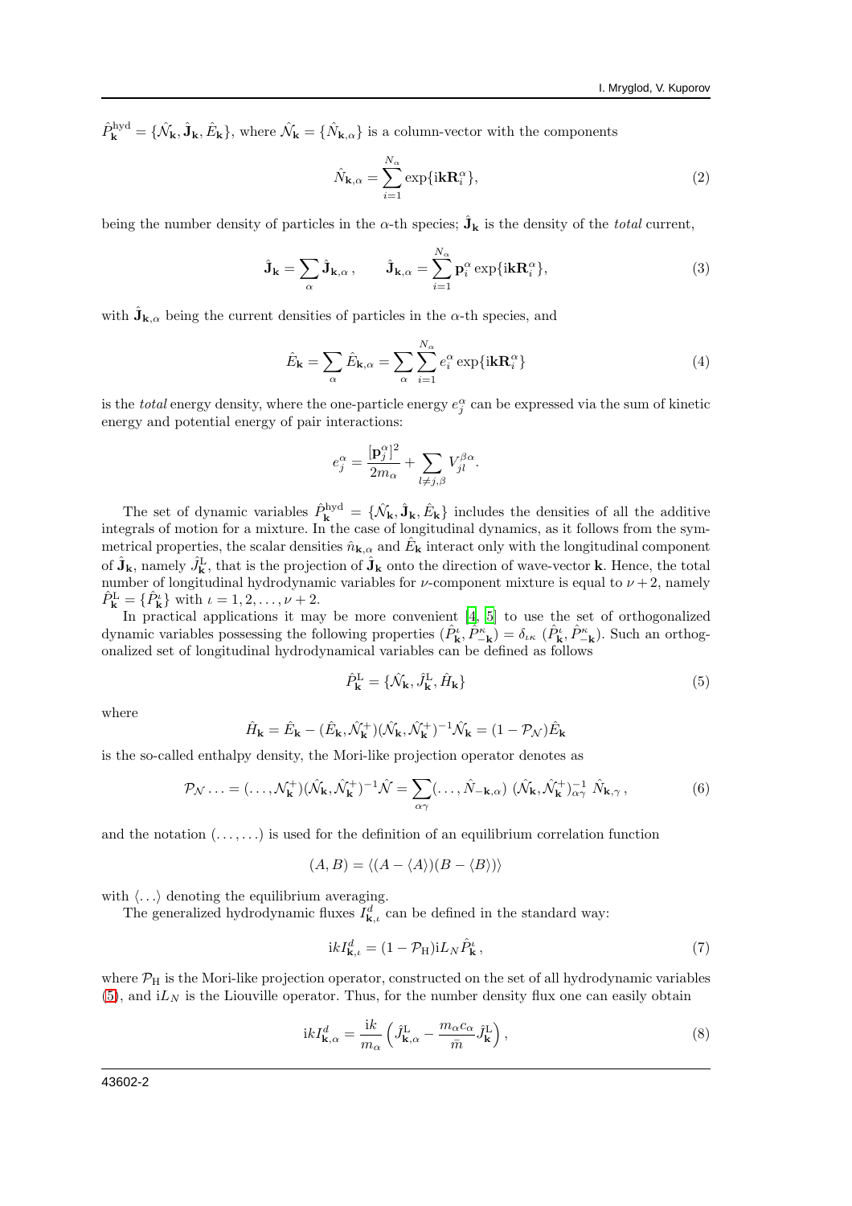$\hat{P}^{\rm hyd}_{\bf k} = \{\hat{\mathcal{N}}_{\bf k}, \hat{\bf J}_{\bf k}, \hat{E}_{\bf k}\}$, where $\hat{\mathcal{N}}_{\bf k} = \{\hat{N}_{{\bf k},\alpha}\}$ is a column-vector with the components

$$\hat{N}_{{\bf k},\alpha} = \sum_{i=1}^{N_\alpha} \exp\{{\rm i}{\bf k}{\bf R}_i^\alpha\}, \tag{2}$$

being the number density of particles in the $\alpha$-th species; $\hat{\bf J}_{\bf k}$ is the density of the *total* current,

$$\hat{\bf J}_{\bf k} = \sum_\alpha \hat{\bf J}_{{\bf k},\alpha}\,, \qquad \hat{\bf J}_{{\bf k},\alpha} = \sum_{i=1}^{N_\alpha} {\bf p}_i^\alpha \exp\{{\rm i}{\bf k}{\bf R}_i^\alpha\}, \tag{3}$$

with $\hat{\bf J}_{{\bf k},\alpha}$ being the current densities of particles in the $\alpha$-th species, and

$$\hat{E}_{\bf k} = \sum_\alpha \hat{E}_{{\bf k},\alpha} = \sum_\alpha \sum_{i=1}^{N_\alpha} e_i^\alpha \exp\{{\rm i}{\bf k}{\bf R}_i^\alpha\} \tag{4}$$

is the *total* energy density, where the one-particle energy $e_j^\alpha$ can be expressed via the sum of kinetic energy and potential energy of pair interactions:

$$e_j^\alpha = \frac{[{\bf p}_j^\alpha]^2}{2m_\alpha} + \sum_{l\neq j,\beta} V_{jl}^{\beta\alpha}.$$

The set of dynamic variables $\hat{P}^{\rm hyd}_{\bf k} = \{\hat{\mathcal{N}}_{\bf k}, \hat{\bf J}_{\bf k}, \hat{E}_{\bf k}\}$ includes the densities of all the additive integrals of motion for a mixture. In the case of longitudinal dynamics, as it follows from the symmetrical properties, the scalar densities $\hat{n}_{{\bf k},\alpha}$ and $\hat{E}_{\bf k}$ interact only with the longitudinal component of $\hat{\bf J}_{\bf k}$, namely $\hat{J}^{\rm L}_{\bf k}$, that is the projection of $\hat{\bf J}_{\bf k}$ onto the direction of wave-vector ${\bf k}$. Hence, the total number of longitudinal hydrodynamic variables for $\nu$-component mixture is equal to $\nu+2$, namely $\hat{P}^{\rm L}_{\bf k} = \{\hat{P}^\iota_{\bf k}\}$ with $\iota = 1, 2, \ldots, \nu+2$.

In practical applications it may be more convenient [4, 5] to use the set of orthogonalized dynamic variables possessing the following properties $(\hat{P}^\iota_{\bf k}, \hat{P}^\kappa_{-\bf k}) = \delta_{\iota\kappa}\ (\hat{P}^\iota_{\bf k}, \hat{P}^\kappa_{-\bf k})$. Such an orthogonalized set of longitudinal hydrodynamical variables can be defined as follows

$$\hat{P}^{\rm L}_{\bf k} = \{\hat{\mathcal{N}}_{\bf k}, \hat{J}^{\rm L}_{\bf k}, \hat{H}_{\bf k}\} \tag{5}$$

where

$$\hat{H}_{\bf k} = \hat{E}_{\bf k} - (\hat{E}_{\bf k}, \hat{\mathcal{N}}^+_{\bf k})(\hat{\mathcal{N}}_{\bf k}, \hat{\mathcal{N}}^+_{\bf k})^{-1}\hat{\mathcal{N}}_{\bf k} = (1-\mathcal{P}_{\mathcal{N}})\hat{E}_{\bf k}$$

is the so-called enthalpy density, the Mori-like projection operator denotes as

$$\mathcal{P}_{\mathcal{N}}\ldots = (\ldots, \mathcal{N}^+_{\bf k})(\hat{\mathcal{N}}_{\bf k}, \hat{\mathcal{N}}^+_{\bf k})^{-1}\hat{\mathcal{N}} = \sum_{\alpha\gamma}(\ldots, \hat{N}_{-{\bf k},\alpha})\ (\hat{\mathcal{N}}_{\bf k}, \hat{\mathcal{N}}^+_{\bf k})^{-1}_{\alpha\gamma}\ \hat{N}_{{\bf k},\gamma}\,, \tag{6}$$

and the notation $(\ldots,\ldots)$ is used for the definition of an equilibrium correlation function

$$(A, B) = \langle (A - \langle A\rangle)(B - \langle B\rangle)\rangle$$

with $\langle\ldots\rangle$ denoting the equilibrium averaging.

The generalized hydrodynamic fluxes $I^d_{{\bf k},\iota}$ can be defined in the standard way:

$${\rm i}kI^d_{{\bf k},\iota} = (1-\mathcal{P}_{\rm H}){\rm i}L_N\hat{P}^\iota_{\bf k}\,, \tag{7}$$

where $\mathcal{P}_{\rm H}$ is the Mori-like projection operator, constructed on the set of all hydrodynamic variables (5), and ${\rm i}L_N$ is the Liouville operator. Thus, for the number density flux one can easily obtain

$${\rm i}kI^d_{{\bf k},\alpha} = \frac{{\rm i}k}{m_\alpha}\left(\hat{J}^{\rm L}_{{\bf k},\alpha} - \frac{m_\alpha c_\alpha}{\bar{m}}\hat{J}^{\rm L}_{\bf k}\right), \tag{8}$$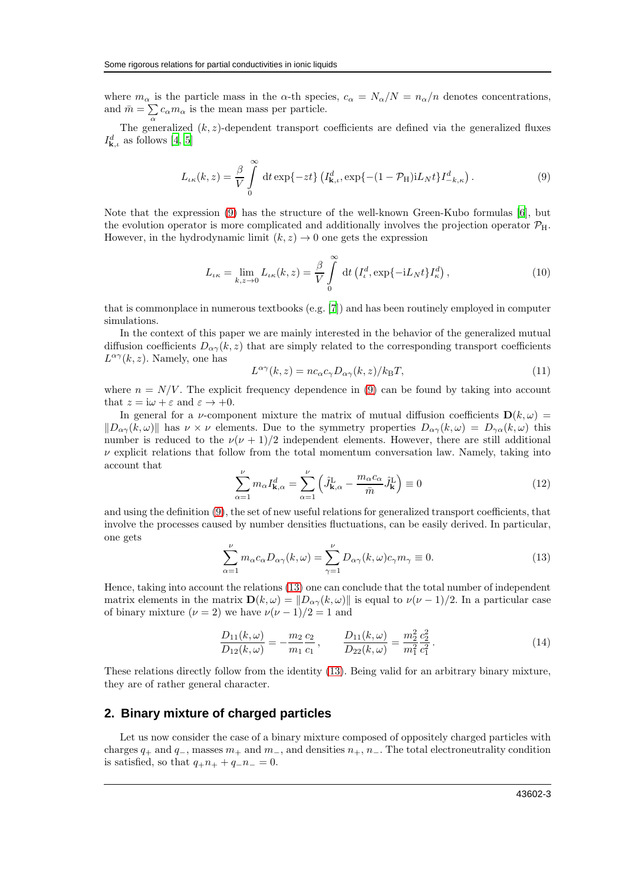where $m_\alpha$ is the particle mass in the $\alpha$-th species, $c_\alpha = N_\alpha/N = n_\alpha/n$ denotes concentrations, and $\bar{m} = \sum_\alpha c_\alpha m_\alpha$ is the mean mass per particle.

The generalized $(k, z)$-dependent transport coefficients are defined via the generalized fluxes $I^d_{\mathbf{k},\iota}$ as follows [4, 5]

$$L_{\iota\kappa}(k,z) = \frac{\beta}{V}\int\limits_0^\infty \mathrm{d}t \exp\{-zt\} \left(I^d_{\mathbf{k},\iota}, \exp\{-(1-\mathcal{P}_\mathrm{H})\mathrm{i}L_N t\} I^d_{-k,\kappa}\right). \tag{9}$$

Note that the expression (9) has the structure of the well-known Green-Kubo formulas [6], but the evolution operator is more complicated and additionally involves the projection operator $\mathcal{P}_\mathrm{H}$. However, in the hydrodynamic limit $(k, z) \to 0$ one gets the expression

$$L_{\iota\kappa} = \lim_{k,z\to 0} L_{\iota\kappa}(k,z) = \frac{\beta}{V}\int\limits_0^\infty \mathrm{d}t \left(I^d_\iota, \exp\{-\mathrm{i}L_N t\} I^d_\kappa\right), \tag{10}$$

that is commonplace in numerous textbooks (e.g. [7]) and has been routinely employed in computer simulations.

In the context of this paper we are mainly interested in the behavior of the generalized mutual diffusion coefficients $D_{\alpha\gamma}(k, z)$ that are simply related to the corresponding transport coefficients $L^{\alpha\gamma}(k, z)$. Namely, one has

$$L^{\alpha\gamma}(k,z) = nc_\alpha c_\gamma D_{\alpha\gamma}(k,z)/k_\mathrm{B}T, \tag{11}$$

where $n = N/V$. The explicit frequency dependence in (9) can be found by taking into account that $z = \mathrm{i}\omega + \varepsilon$ and $\varepsilon \to +0$.

In general for a $\nu$-component mixture the matrix of mutual diffusion coefficients $\mathbf{D}(k, \omega) = \|D_{\alpha\gamma}(k, \omega)\|$ has $\nu \times \nu$ elements. Due to the symmetry properties $D_{\alpha\gamma}(k, \omega) = D_{\gamma\alpha}(k, \omega)$ this number is reduced to the $\nu(\nu + 1)/2$ independent elements. However, there are still additional $\nu$ explicit relations that follow from the total momentum conversation law. Namely, taking into account that

$$\sum_{\alpha=1}^{\nu} m_\alpha I^d_{\mathbf{k},\alpha} = \sum_{\alpha=1}^{\nu}\left(\hat{J}^\mathrm{L}_{\mathbf{k},\alpha} - \frac{m_\alpha c_\alpha}{\bar{m}}\hat{J}^\mathrm{L}_{\mathbf{k}}\right) \equiv 0 \tag{12}$$

and using the definition (9), the set of new useful relations for generalized transport coefficients, that involve the processes caused by number densities fluctuations, can be easily derived. In particular, one gets

$$\sum_{\alpha=1}^{\nu} m_\alpha c_\alpha D_{\alpha\gamma}(k,\omega) = \sum_{\gamma=1}^{\nu} D_{\alpha\gamma}(k,\omega) c_\gamma m_\gamma \equiv 0. \tag{13}$$

Hence, taking into account the relations (13) one can conclude that the total number of independent matrix elements in the matrix $\mathbf{D}(k, \omega) = \|D_{\alpha\gamma}(k, \omega)\|$ is equal to $\nu(\nu - 1)/2$. In a particular case of binary mixture $(\nu = 2)$ we have $\nu(\nu - 1)/2 = 1$ and

$$\frac{D_{11}(k,\omega)}{D_{12}(k,\omega)} = -\frac{m_2}{m_1}\frac{c_2}{c_1}, \qquad \frac{D_{11}(k,\omega)}{D_{22}(k,\omega)} = \frac{m_2^2}{m_1^2}\frac{c_2^2}{c_1^2}. \tag{14}$$

These relations directly follow from the identity (13). Being valid for an arbitrary binary mixture, they are of rather general character.

## 2. Binary mixture of charged particles

Let us now consider the case of a binary mixture composed of oppositely charged particles with charges $q_+$ and $q_-$, masses $m_+$ and $m_-$, and densities $n_+$, $n_-$. The total electroneutrality condition is satisfied, so that $q_+n_+ + q_-n_- = 0$.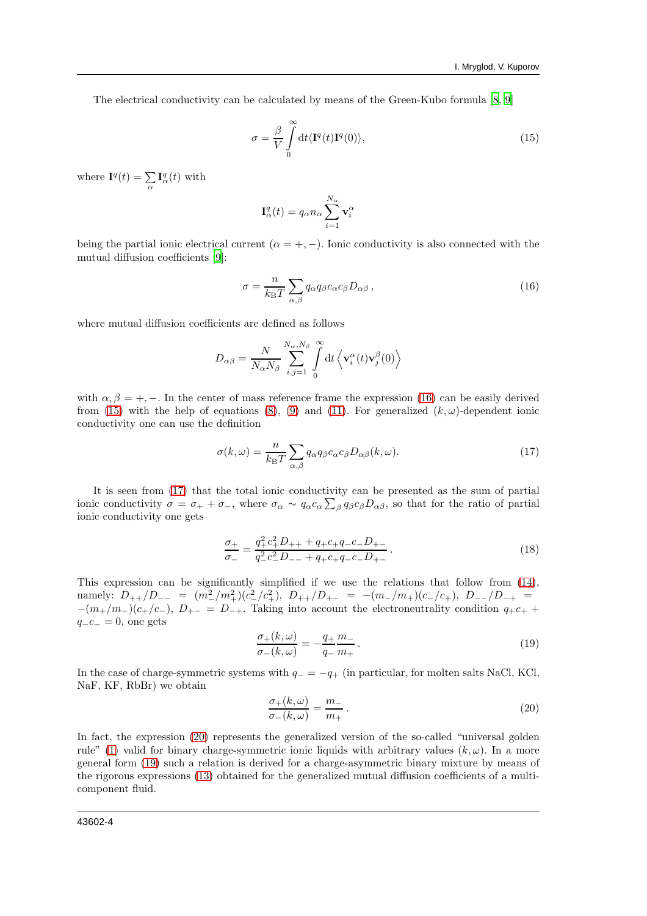The electrical conductivity can be calculated by means of the Green-Kubo formula [8, 9]

$$\sigma = \frac{\beta}{V}\int_{0}^{\infty} \mathrm{d}t \langle \mathbf{I}^q(t)\mathbf{I}^q(0)\rangle, \tag{15}$$

where $\mathbf{I}^q(t) = \sum_{\alpha} \mathbf{I}^q_{\alpha}(t)$ with

$$\mathbf{I}^q_{\alpha}(t) = q_{\alpha} n_{\alpha} \sum_{i=1}^{N_{\alpha}} \mathbf{v}^{\alpha}_i$$

being the partial ionic electrical current ($\alpha = +, -$). Ionic conductivity is also connected with the mutual diffusion coefficients [9]:

$$\sigma = \frac{n}{k_{\mathrm{B}}T} \sum_{\alpha,\beta} q_{\alpha} q_{\beta} c_{\alpha} c_{\beta} D_{\alpha\beta}\,, \tag{16}$$

where mutual diffusion coefficients are defined as follows

$$D_{\alpha\beta} = \frac{N}{N_{\alpha}N_{\beta}} \sum_{i,j=1}^{N_{\alpha},N_{\beta}} \int_{0}^{\infty} \mathrm{d}t \left\langle \mathbf{v}^{\alpha}_i(t)\mathbf{v}^{\beta}_j(0)\right\rangle$$

with $\alpha, \beta = +, -$. In the center of mass reference frame the expression (16) can be easily derived from (15) with the help of equations (8), (9) and (11). For generalized $(k,\omega)$-dependent ionic conductivity one can use the definition

$$\sigma(k,\omega) = \frac{n}{k_{\mathrm{B}}T} \sum_{\alpha,\beta} q_{\alpha} q_{\beta} c_{\alpha} c_{\beta} D_{\alpha\beta}(k,\omega). \tag{17}$$

It is seen from (17) that the total ionic conductivity can be presented as the sum of partial ionic conductivity $\sigma = \sigma_+ + \sigma_-$, where $\sigma_{\alpha} \sim q_{\alpha} c_{\alpha} \sum_{\beta} q_{\beta} c_{\beta} D_{\alpha\beta}$, so that for the ratio of partial ionic conductivity one gets

$$\frac{\sigma_+}{\sigma_-} = \frac{q_+^2 c_+^2 D_{++} + q_+ c_+ q_- c_- D_{+-}}{q_-^2 c_-^2 D_{--} + q_+ c_+ q_- c_- D_{+-}}\,. \tag{18}$$

This expression can be significantly simplified if we use the relations that follow from (14), namely: $D_{++}/D_{--} = (m_-^2/m_+^2)(c_-^2/c_+^2)$, $D_{++}/D_{+-} = -(m_-/m_+)(c_-/c_+)$, $D_{--}/D_{-+} = -(m_+/m_-)(c_+/c_-)$, $D_{+-} = D_{-+}$. Taking into account the electroneutrality condition $q_+c_+ + q_-c_- = 0$, one gets

$$\frac{\sigma_+(k,\omega)}{\sigma_-(k,\omega)} = -\frac{q_+}{q_-}\frac{m_-}{m_+}\,. \tag{19}$$

In the case of charge-symmetric systems with $q_- = -q_+$ (in particular, for molten salts NaCl, KCl, NaF, KF, RbBr) we obtain

$$\frac{\sigma_+(k,\omega)}{\sigma_-(k,\omega)} = \frac{m_-}{m_+}\,. \tag{20}$$

In fact, the expression (20) represents the generalized version of the so-called "universal golden rule" (1) valid for binary charge-symmetric ionic liquids with arbitrary values $(k,\omega)$. In a more general form (19) such a relation is derived for a charge-asymmetric binary mixture by means of the rigorous expressions (13) obtained for the generalized mutual diffusion coefficients of a multi-component fluid.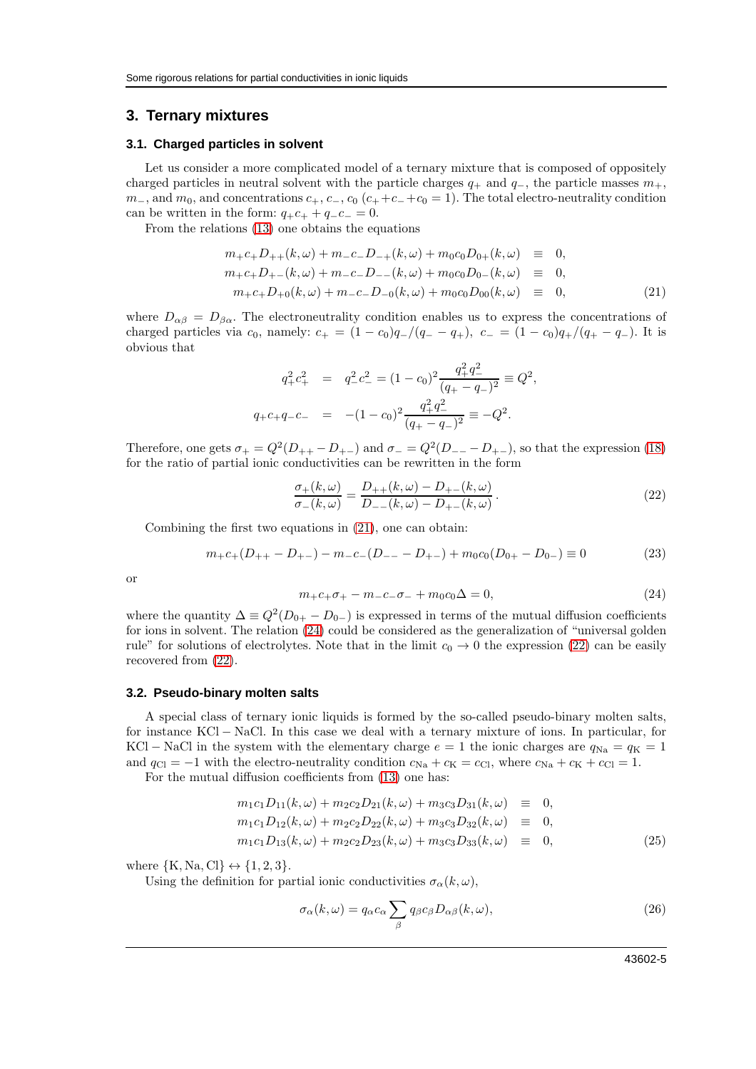## 3. Ternary mixtures

### 3.1. Charged particles in solvent

Let us consider a more complicated model of a ternary mixture that is composed of oppositely charged particles in neutral solvent with the particle charges $q_+$ and $q_-$, the particle masses $m_+$, $m_-$, and $m_0$, and concentrations $c_+$, $c_-$, $c_0$ ($c_+ + c_- + c_0 = 1$). The total electro-neutrality condition can be written in the form: $q_+c_+ + q_-c_- = 0$.

From the relations (13) one obtains the equations

$$
\begin{aligned}
m_+c_+D_{++}(k,\omega) + m_-c_-D_{-+}(k,\omega) + m_0c_0D_{0+}(k,\omega) &\equiv 0, \\
m_+c_+D_{+-}(k,\omega) + m_-c_-D_{--}(k,\omega) + m_0c_0D_{0-}(k,\omega) &\equiv 0, \\
m_+c_+D_{+0}(k,\omega) + m_-c_-D_{-0}(k,\omega) + m_0c_0D_{00}(k,\omega) &\equiv 0,
\end{aligned}
\tag{21}
$$

where $D_{\alpha\beta} = D_{\beta\alpha}$. The electroneutrality condition enables us to express the concentrations of charged particles via $c_0$, namely: $c_+ = (1-c_0)q_-/(q_- - q_+)$, $c_- = (1-c_0)q_+/(q_+ - q_-)$. It is obvious that

$$
\begin{aligned}
q_+^2c_+^2 &= q_-^2c_-^2 = (1-c_0)^2\frac{q_+^2q_-^2}{(q_+ - q_-)^2} \equiv Q^2, \\
q_+c_+q_-c_- &= -(1-c_0)^2\frac{q_+^2q_-^2}{(q_+ - q_-)^2} \equiv -Q^2.
\end{aligned}
$$

Therefore, one gets $\sigma_+ = Q^2(D_{++} - D_{+-})$ and $\sigma_- = Q^2(D_{--} - D_{+-})$, so that the expression (18) for the ratio of partial ionic conductivities can be rewritten in the form

$$
\frac{\sigma_+(k,\omega)}{\sigma_-(k,\omega)} = \frac{D_{++}(k,\omega) - D_{+-}(k,\omega)}{D_{--}(k,\omega) - D_{+-}(k,\omega)}\,.
\tag{22}
$$

Combining the first two equations in (21), one can obtain:

$$
m_+c_+(D_{++} - D_{+-}) - m_-c_-(D_{--} - D_{+-}) + m_0c_0(D_{0+} - D_{0-}) \equiv 0
\tag{23}
$$

or

$$
m_+c_+\sigma_+ - m_-c_-\sigma_- + m_0c_0\Delta = 0,
\tag{24}
$$

where the quantity $\Delta \equiv Q^2(D_{0+} - D_{0-})$ is expressed in terms of the mutual diffusion coefficients for ions in solvent. The relation (24) could be considered as the generalization of "universal golden rule" for solutions of electrolytes. Note that in the limit $c_0 \to 0$ the expression (22) can be easily recovered from (22).

### 3.2. Pseudo-binary molten salts

A special class of ternary ionic liquids is formed by the so-called pseudo-binary molten salts, for instance $\mathrm{KCl-NaCl}$. In this case we deal with a ternary mixture of ions. In particular, for $\mathrm{KCl-NaCl}$ in the system with the elementary charge $e = 1$ the ionic charges are $q_{\mathrm{Na}} = q_{\mathrm{K}} = 1$ and $q_{\mathrm{Cl}} = -1$ with the electro-neutrality condition $c_{\mathrm{Na}} + c_{\mathrm{K}} = c_{\mathrm{Cl}}$, where $c_{\mathrm{Na}} + c_{\mathrm{K}} + c_{\mathrm{Cl}} = 1$.

For the mutual diffusion coefficients from (13) one has:

$$
\begin{aligned}
m_1c_1D_{11}(k,\omega) + m_2c_2D_{21}(k,\omega) + m_3c_3D_{31}(k,\omega) &\equiv 0, \\
m_1c_1D_{12}(k,\omega) + m_2c_2D_{22}(k,\omega) + m_3c_3D_{32}(k,\omega) &\equiv 0, \\
m_1c_1D_{13}(k,\omega) + m_2c_2D_{23}(k,\omega) + m_3c_3D_{33}(k,\omega) &\equiv 0,
\end{aligned}
\tag{25}
$$

where $\{\mathrm{K}, \mathrm{Na}, \mathrm{Cl}\} \leftrightarrow \{1, 2, 3\}$.

Using the definition for partial ionic conductivities $\sigma_\alpha(k,\omega)$,

$$
\sigma_\alpha(k,\omega) = q_\alpha c_\alpha \sum_\beta q_\beta c_\beta D_{\alpha\beta}(k,\omega),
\tag{26}
$$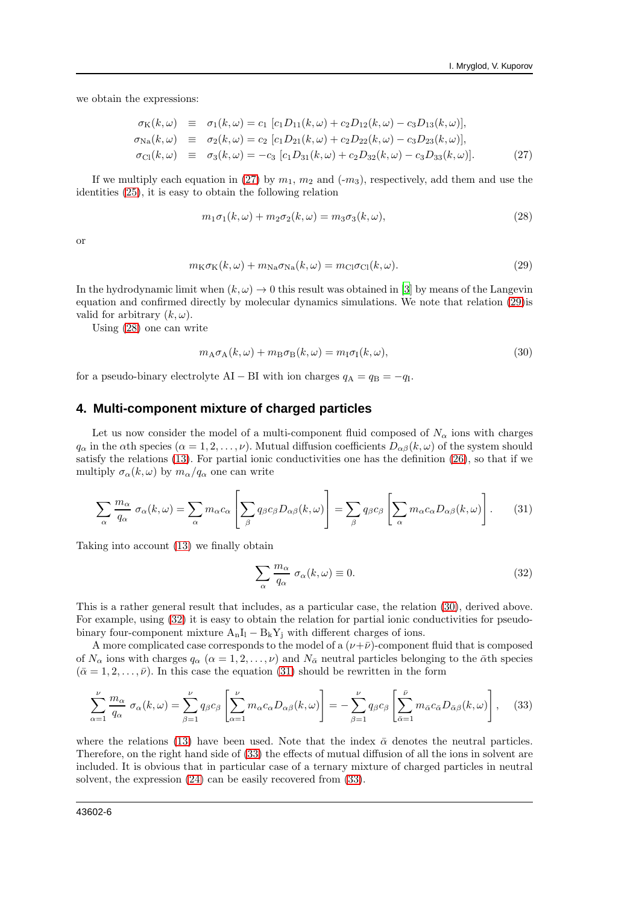we obtain the expressions:

$$
\begin{aligned}
\sigma_{\mathrm{K}}(k,\omega) &\equiv \sigma_1(k,\omega) = c_1\,[c_1 D_{11}(k,\omega) + c_2 D_{12}(k,\omega) - c_3 D_{13}(k,\omega)],\\
\sigma_{\mathrm{Na}}(k,\omega) &\equiv \sigma_2(k,\omega) = c_2\,[c_1 D_{21}(k,\omega) + c_2 D_{22}(k,\omega) - c_3 D_{23}(k,\omega)],\\
\sigma_{\mathrm{Cl}}(k,\omega) &\equiv \sigma_3(k,\omega) = -c_3\,[c_1 D_{31}(k,\omega) + c_2 D_{32}(k,\omega) - c_3 D_{33}(k,\omega)].
\end{aligned}
\tag{27}
$$

If we multiply each equation in (27) by $m_1$, $m_2$ and ($-m_3$), respectively, add them and use the identities (25), it is easy to obtain the following relation

$$
m_1\sigma_1(k,\omega) + m_2\sigma_2(k,\omega) = m_3\sigma_3(k,\omega),
\tag{28}
$$

or

$$
m_{\mathrm{K}}\sigma_{\mathrm{K}}(k,\omega) + m_{\mathrm{Na}}\sigma_{\mathrm{Na}}(k,\omega) = m_{\mathrm{Cl}}\sigma_{\mathrm{Cl}}(k,\omega).
\tag{29}
$$

In the hydrodynamic limit when $(k,\omega) \to 0$ this result was obtained in [3] by means of the Langevin equation and confirmed directly by molecular dynamics simulations. We note that relation (29)is valid for arbitrary $(k,\omega)$.

Using (28) one can write

$$
m_{\mathrm{A}}\sigma_{\mathrm{A}}(k,\omega) + m_{\mathrm{B}}\sigma_{\mathrm{B}}(k,\omega) = m_{\mathrm{I}}\sigma_{\mathrm{I}}(k,\omega),
\tag{30}
$$

for a pseudo-binary electrolyte $\mathrm{AI} - \mathrm{BI}$ with ion charges $q_{\mathrm{A}} = q_{\mathrm{B}} = -q_{\mathrm{I}}$.

## 4. Multi-component mixture of charged particles

Let us now consider the model of a multi-component fluid composed of $N_\alpha$ ions with charges $q_\alpha$ in the $\alpha$th species ($\alpha = 1, 2, \ldots, \nu$). Mutual diffusion coefficients $D_{\alpha\beta}(k,\omega)$ of the system should satisfy the relations (13). For partial ionic conductivities one has the definition (26), so that if we multiply $\sigma_\alpha(k,\omega)$ by $m_\alpha/q_\alpha$ one can write

$$
\sum_\alpha \frac{m_\alpha}{q_\alpha}\,\sigma_\alpha(k,\omega) = \sum_\alpha m_\alpha c_\alpha \left[\sum_\beta q_\beta c_\beta D_{\alpha\beta}(k,\omega)\right] = \sum_\beta q_\beta c_\beta \left[\sum_\alpha m_\alpha c_\alpha D_{\alpha\beta}(k,\omega)\right].
\tag{31}
$$

Taking into account (13) we finally obtain

$$
\sum_\alpha \frac{m_\alpha}{q_\alpha}\,\sigma_\alpha(k,\omega) \equiv 0.
\tag{32}
$$

This is a rather general result that includes, as a particular case, the relation (30), derived above. For example, using (32) it is easy to obtain the relation for partial ionic conductivities for pseudo-binary four-component mixture $\mathrm{A_n I_l} - \mathrm{B_k Y_j}$ with different charges of ions.

A more complicated case corresponds to the model of a $(\nu+\bar{\nu})$-component fluid that is composed of $N_\alpha$ ions with charges $q_\alpha$ ($\alpha = 1, 2, \ldots, \nu$) and $N_{\bar{\alpha}}$ neutral particles belonging to the $\bar{\alpha}$th species ($\bar{\alpha} = 1, 2, \ldots, \bar{\nu}$). In this case the equation (31) should be rewritten in the form

$$
\sum_{\alpha=1}^{\nu} \frac{m_\alpha}{q_\alpha}\,\sigma_\alpha(k,\omega) = \sum_{\beta=1}^{\nu} q_\beta c_\beta \left[\sum_{\alpha=1}^{\nu} m_\alpha c_\alpha D_{\alpha\beta}(k,\omega)\right] = -\sum_{\beta=1}^{\nu} q_\beta c_\beta \left[\sum_{\bar{\alpha}=1}^{\bar{\nu}} m_{\bar{\alpha}} c_{\bar{\alpha}} D_{\bar{\alpha}\beta}(k,\omega)\right],
\tag{33}
$$

where the relations (13) have been used. Note that the index $\bar{\alpha}$ denotes the neutral particles. Therefore, on the right hand side of (33) the effects of mutual diffusion of all the ions in solvent are included. It is obvious that in particular case of a ternary mixture of charged particles in neutral solvent, the expression (24) can be easily recovered from (33).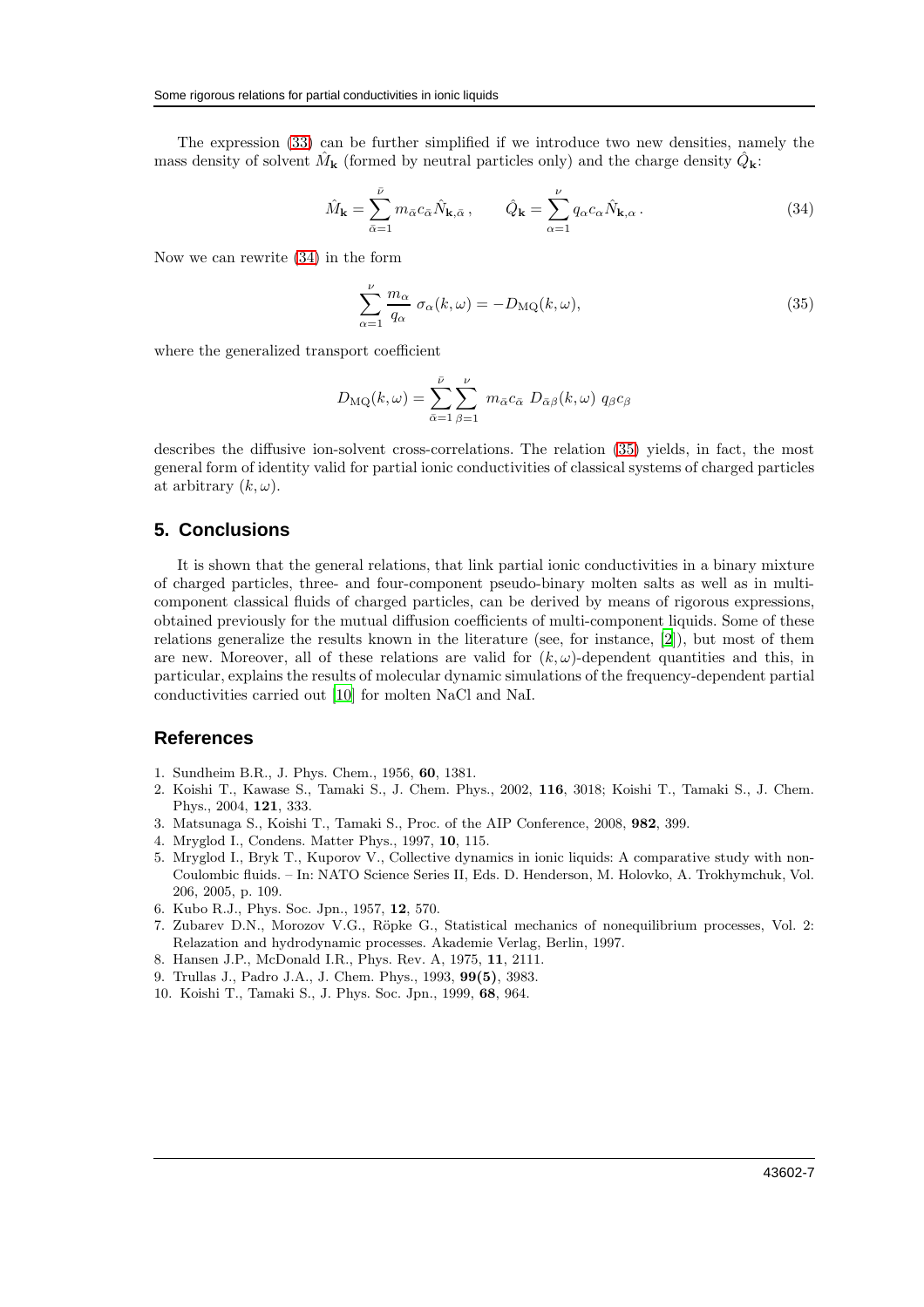The expression (33) can be further simplified if we introduce two new densities, namely the mass density of solvent $\hat{M}_{\mathbf{k}}$ (formed by neutral particles only) and the charge density $\hat{Q}_{\mathbf{k}}$:

$$\hat{M}_{\mathbf{k}} = \sum_{\bar{\alpha}=1}^{\bar{\nu}} m_{\bar{\alpha}} c_{\bar{\alpha}} \hat{N}_{\mathbf{k},\bar{\alpha}}\,, \qquad \hat{Q}_{\mathbf{k}} = \sum_{\alpha=1}^{\nu} q_{\alpha} c_{\alpha} \hat{N}_{\mathbf{k},\alpha}\,. \tag{34}$$

Now we can rewrite (34) in the form

$$\sum_{\alpha=1}^{\nu} \frac{m_{\alpha}}{q_{\alpha}}\; \sigma_{\alpha}(k,\omega) = -D_{\mathrm{MQ}}(k,\omega), \tag{35}$$

where the generalized transport coefficient

$$D_{\mathrm{MQ}}(k,\omega) = \sum_{\bar{\alpha}=1}^{\bar{\nu}} \sum_{\beta=1}^{\nu}\; m_{\bar{\alpha}} c_{\bar{\alpha}}\; D_{\bar{\alpha}\beta}(k,\omega)\; q_{\beta} c_{\beta}$$

describes the diffusive ion-solvent cross-correlations. The relation (35) yields, in fact, the most general form of identity valid for partial ionic conductivities of classical systems of charged particles at arbitrary $(k,\omega)$.

## 5. Conclusions

It is shown that the general relations, that link partial ionic conductivities in a binary mixture of charged particles, three- and four-component pseudo-binary molten salts as well as in multi-component classical fluids of charged particles, can be derived by means of rigorous expressions, obtained previously for the mutual diffusion coefficients of multi-component liquids. Some of these relations generalize the results known in the literature (see, for instance, [2]), but most of them are new. Moreover, all of these relations are valid for $(k,\omega)$-dependent quantities and this, in particular, explains the results of molecular dynamic simulations of the frequency-dependent partial conductivities carried out [10] for molten NaCl and NaI.

## References

1. Sundheim B.R., J. Phys. Chem., 1956, **60**, 1381.
2. Koishi T., Kawase S., Tamaki S., J. Chem. Phys., 2002, **116**, 3018; Koishi T., Tamaki S., J. Chem. Phys., 2004, **121**, 333.
3. Matsunaga S., Koishi T., Tamaki S., Proc. of the AIP Conference, 2008, **982**, 399.
4. Mryglod I., Condens. Matter Phys., 1997, **10**, 115.
5. Mryglod I., Bryk T., Kuporov V., Collective dynamics in ionic liquids: A comparative study with non-Coulombic fluids. – In: NATO Science Series II, Eds. D. Henderson, M. Holovko, A. Trokhymchuk, Vol. 206, 2005, p. 109.
6. Kubo R.J., Phys. Soc. Jpn., 1957, **12**, 570.
7. Zubarev D.N., Morozov V.G., Röpke G., Statistical mechanics of nonequilibrium processes, Vol. 2: Relazation and hydrodynamic processes. Akademie Verlag, Berlin, 1997.
8. Hansen J.P., McDonald I.R., Phys. Rev. A, 1975, **11**, 2111.
9. Trullas J., Padro J.A., J. Chem. Phys., 1993, **99(5)**, 3983.
10. Koishi T., Tamaki S., J. Phys. Soc. Jpn., 1999, **68**, 964.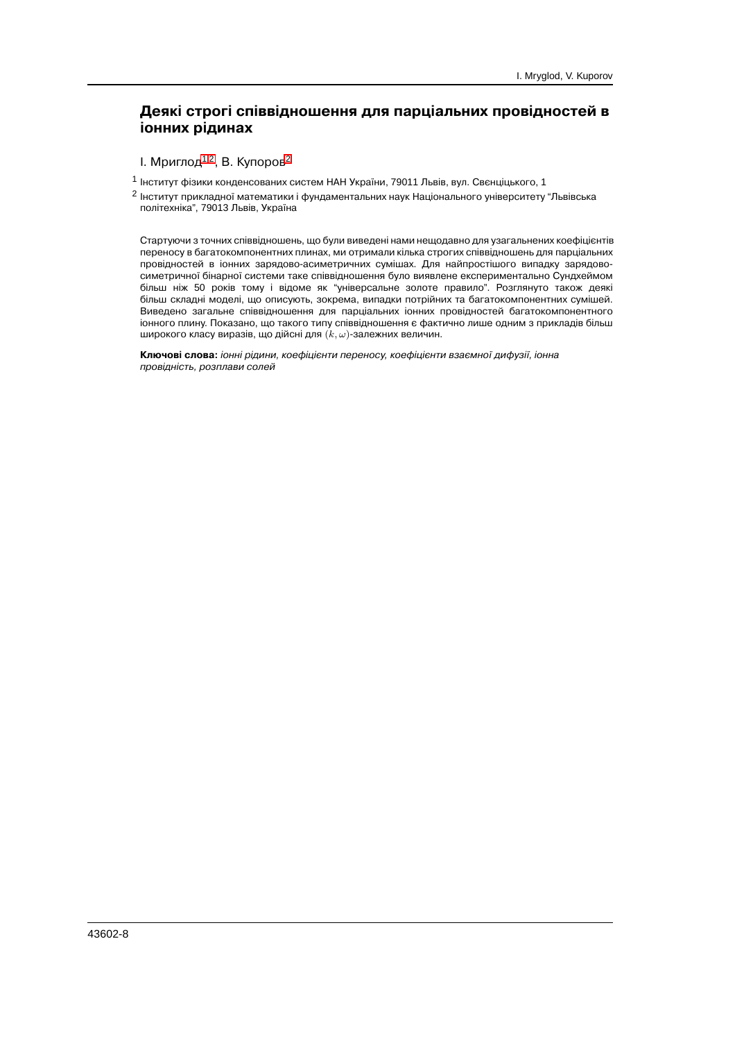# Деякі строгі співвідношення для парціальних провідностей в іонних рідинах

І. Мриглод[1,2], В. Купоров[2]

[1] Інститут фізики конденсованих систем НАН України, 79011 Львів, вул. Свєнціцького, 1

[2] Інститут прикладної математики і фундаментальних наук Національного університету "Львівська політехніка", 79013 Львів, Україна

Стартуючи з точних співвідношень, що були виведені нами нещодавно для узагальнених коефіцієнтів переносу в багатокомпонентних плинах, ми отримали кілька строгих співвідношень для парціальних провідностей в іонних зарядово-асиметричних сумішах. Для найпростішого випадку зарядово-симетричної бінарної системи таке співвідношення було виявлене експериментально Сундхеймом більш ніж 50 років тому і відоме як "універсальне золоте правило". Розглянуто також деякі більш складні моделі, що описують, зокрема, випадки потрійних та багатокомпонентних сумішей. Виведено загальне співвідношення для парціальних іонних провідностей багатокомпонентного іонного плину. Показано, що такого типу співвідношення є фактично лише одним з прикладів більш широкого класу виразів, що дійсні для $(k, \omega)$-залежних величин.

**Ключові слова:** *іонні рідини, коефіцієнти переносу, коефіцієнти взаємної дифузії, іонна провідність, розплави солей*